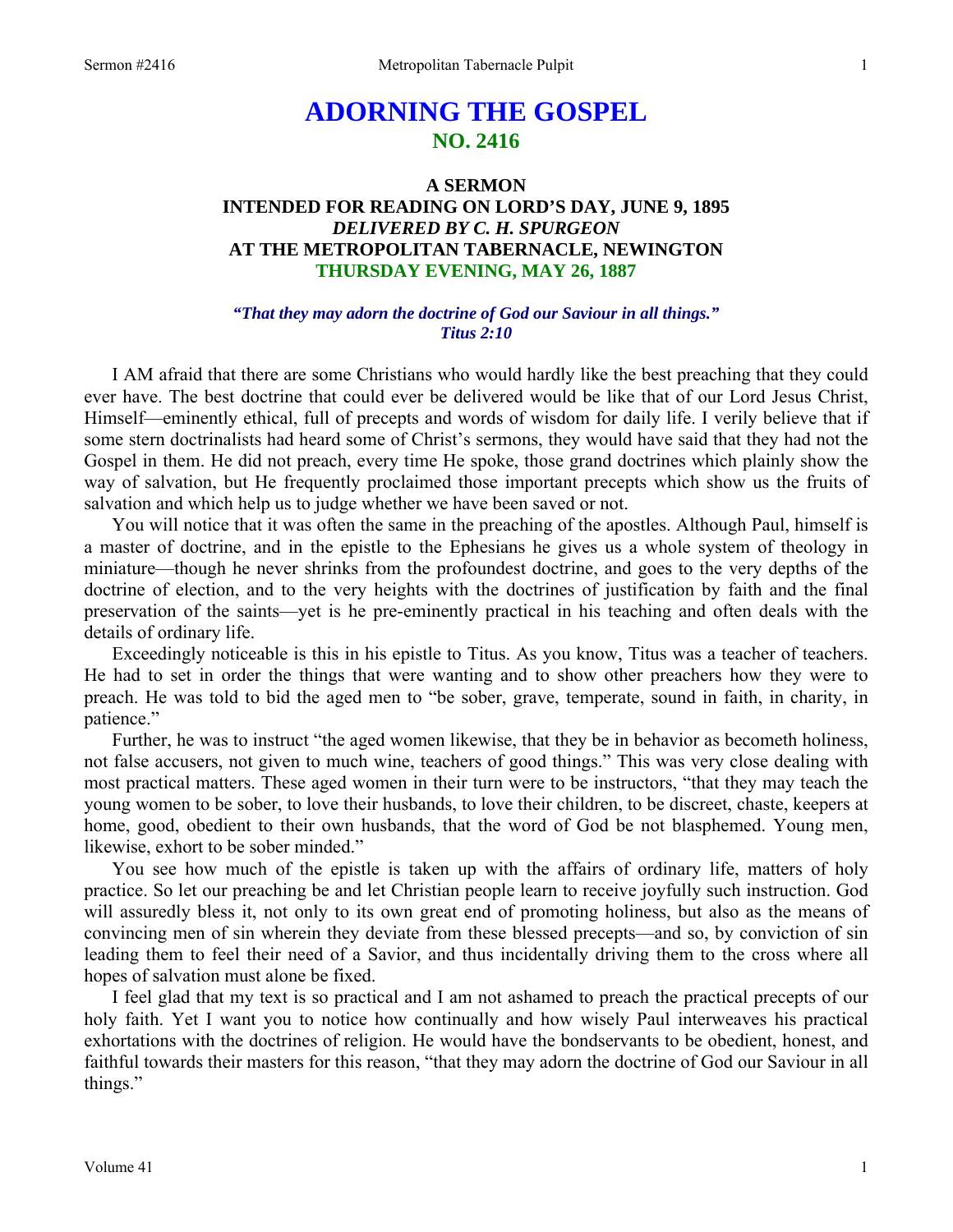# ADORNING THE GOSPEL
## NO. 2416

### A SERMON
### INTENDED FOR READING ON LORD'S DAY, JUNE 9, 1895
### *DELIVERED BY C. H. SPURGEON*
### AT THE METROPOLITAN TABERNACLE, NEWINGTON
### THURSDAY EVENING, MAY 26, 1887

***"That they may adorn the doctrine of God our Saviour in all things." Titus 2:10***

I AM afraid that there are some Christians who would hardly like the best preaching that they could ever have. The best doctrine that could ever be delivered would be like that of our Lord Jesus Christ, Himself—eminently ethical, full of precepts and words of wisdom for daily life. I verily believe that if some stern doctrinalists had heard some of Christ's sermons, they would have said that they had not the Gospel in them. He did not preach, every time He spoke, those grand doctrines which plainly show the way of salvation, but He frequently proclaimed those important precepts which show us the fruits of salvation and which help us to judge whether we have been saved or not.

You will notice that it was often the same in the preaching of the apostles. Although Paul, himself is a master of doctrine, and in the epistle to the Ephesians he gives us a whole system of theology in miniature—though he never shrinks from the profoundest doctrine, and goes to the very depths of the doctrine of election, and to the very heights with the doctrines of justification by faith and the final preservation of the saints—yet is he pre-eminently practical in his teaching and often deals with the details of ordinary life.

Exceedingly noticeable is this in his epistle to Titus. As you know, Titus was a teacher of teachers. He had to set in order the things that were wanting and to show other preachers how they were to preach. He was told to bid the aged men to "be sober, grave, temperate, sound in faith, in charity, in patience."

Further, he was to instruct "the aged women likewise, that they be in behavior as becometh holiness, not false accusers, not given to much wine, teachers of good things." This was very close dealing with most practical matters. These aged women in their turn were to be instructors, "that they may teach the young women to be sober, to love their husbands, to love their children, to be discreet, chaste, keepers at home, good, obedient to their own husbands, that the word of God be not blasphemed. Young men, likewise, exhort to be sober minded."

You see how much of the epistle is taken up with the affairs of ordinary life, matters of holy practice. So let our preaching be and let Christian people learn to receive joyfully such instruction. God will assuredly bless it, not only to its own great end of promoting holiness, but also as the means of convincing men of sin wherein they deviate from these blessed precepts—and so, by conviction of sin leading them to feel their need of a Savior, and thus incidentally driving them to the cross where all hopes of salvation must alone be fixed.

I feel glad that my text is so practical and I am not ashamed to preach the practical precepts of our holy faith. Yet I want you to notice how continually and how wisely Paul interweaves his practical exhortations with the doctrines of religion. He would have the bondservants to be obedient, honest, and faithful towards their masters for this reason, "that they may adorn the doctrine of God our Saviour in all things."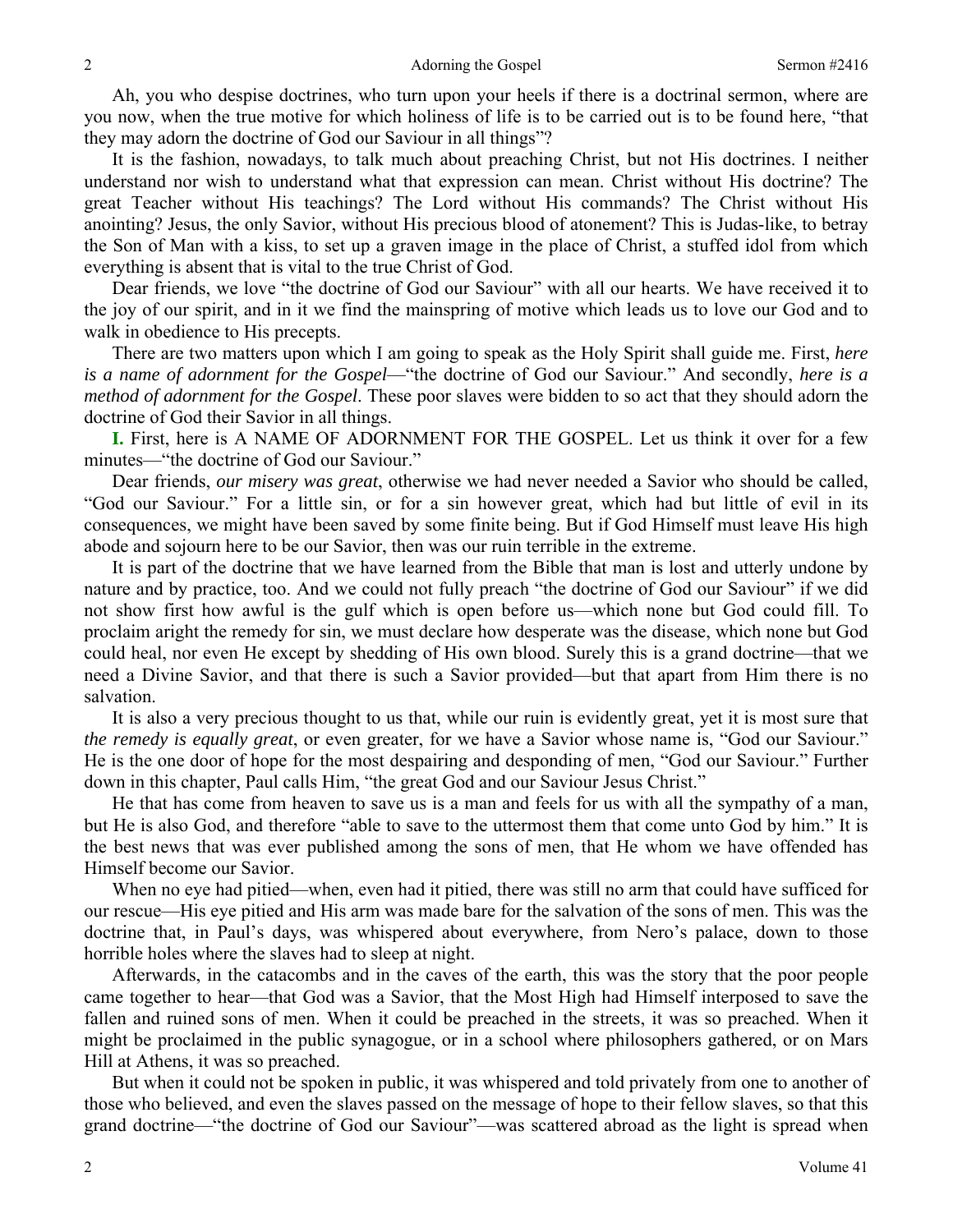Ah, you who despise doctrines, who turn upon your heels if there is a doctrinal sermon, where are you now, when the true motive for which holiness of life is to be carried out is to be found here, "that they may adorn the doctrine of God our Saviour in all things"?

It is the fashion, nowadays, to talk much about preaching Christ, but not His doctrines. I neither understand nor wish to understand what that expression can mean. Christ without His doctrine? The great Teacher without His teachings? The Lord without His commands? The Christ without His anointing? Jesus, the only Savior, without His precious blood of atonement? This is Judas-like, to betray the Son of Man with a kiss, to set up a graven image in the place of Christ, a stuffed idol from which everything is absent that is vital to the true Christ of God.

Dear friends, we love "the doctrine of God our Saviour" with all our hearts. We have received it to the joy of our spirit, and in it we find the mainspring of motive which leads us to love our God and to walk in obedience to His precepts.

There are two matters upon which I am going to speak as the Holy Spirit shall guide me. First, *here is a name of adornment for the Gospel*—"the doctrine of God our Saviour." And secondly, *here is a method of adornment for the Gospel*. These poor slaves were bidden to so act that they should adorn the doctrine of God their Savior in all things.

**I.** First, here is A NAME OF ADORNMENT FOR THE GOSPEL. Let us think it over for a few minutes—"the doctrine of God our Saviour."

Dear friends, *our misery was great*, otherwise we had never needed a Savior who should be called, "God our Saviour." For a little sin, or for a sin however great, which had but little of evil in its consequences, we might have been saved by some finite being. But if God Himself must leave His high abode and sojourn here to be our Savior, then was our ruin terrible in the extreme.

It is part of the doctrine that we have learned from the Bible that man is lost and utterly undone by nature and by practice, too. And we could not fully preach "the doctrine of God our Saviour" if we did not show first how awful is the gulf which is open before us—which none but God could fill. To proclaim aright the remedy for sin, we must declare how desperate was the disease, which none but God could heal, nor even He except by shedding of His own blood. Surely this is a grand doctrine—that we need a Divine Savior, and that there is such a Savior provided—but that apart from Him there is no salvation.

It is also a very precious thought to us that, while our ruin is evidently great, yet it is most sure that *the remedy is equally great*, or even greater, for we have a Savior whose name is, "God our Saviour." He is the one door of hope for the most despairing and desponding of men, "God our Saviour." Further down in this chapter, Paul calls Him, "the great God and our Saviour Jesus Christ."

He that has come from heaven to save us is a man and feels for us with all the sympathy of a man, but He is also God, and therefore "able to save to the uttermost them that come unto God by him." It is the best news that was ever published among the sons of men, that He whom we have offended has Himself become our Savior.

When no eye had pitied—when, even had it pitied, there was still no arm that could have sufficed for our rescue—His eye pitied and His arm was made bare for the salvation of the sons of men. This was the doctrine that, in Paul's days, was whispered about everywhere, from Nero's palace, down to those horrible holes where the slaves had to sleep at night.

Afterwards, in the catacombs and in the caves of the earth, this was the story that the poor people came together to hear—that God was a Savior, that the Most High had Himself interposed to save the fallen and ruined sons of men. When it could be preached in the streets, it was so preached. When it might be proclaimed in the public synagogue, or in a school where philosophers gathered, or on Mars Hill at Athens, it was so preached.

But when it could not be spoken in public, it was whispered and told privately from one to another of those who believed, and even the slaves passed on the message of hope to their fellow slaves, so that this grand doctrine—"the doctrine of God our Saviour"—was scattered abroad as the light is spread when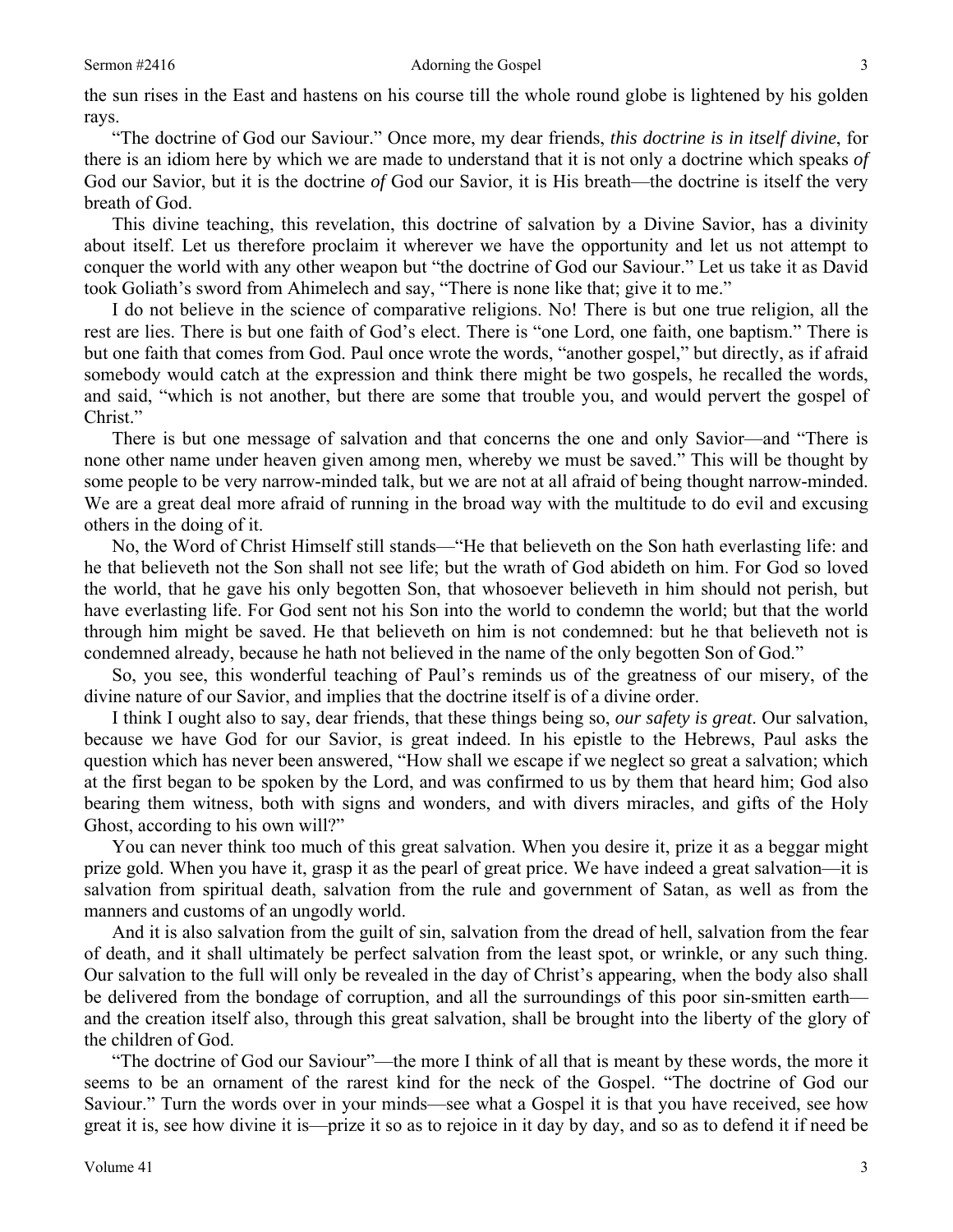the sun rises in the East and hastens on his course till the whole round globe is lightened by his golden rays.

"The doctrine of God our Saviour." Once more, my dear friends, *this doctrine is in itself divine*, for there is an idiom here by which we are made to understand that it is not only a doctrine which speaks *of* God our Savior, but it is the doctrine *of* God our Savior, it is His breath—the doctrine is itself the very breath of God.

This divine teaching, this revelation, this doctrine of salvation by a Divine Savior, has a divinity about itself. Let us therefore proclaim it wherever we have the opportunity and let us not attempt to conquer the world with any other weapon but "the doctrine of God our Saviour." Let us take it as David took Goliath's sword from Ahimelech and say, "There is none like that; give it to me."

I do not believe in the science of comparative religions. No! There is but one true religion, all the rest are lies. There is but one faith of God's elect. There is "one Lord, one faith, one baptism." There is but one faith that comes from God. Paul once wrote the words, "another gospel," but directly, as if afraid somebody would catch at the expression and think there might be two gospels, he recalled the words, and said, "which is not another, but there are some that trouble you, and would pervert the gospel of Christ."

There is but one message of salvation and that concerns the one and only Savior—and "There is none other name under heaven given among men, whereby we must be saved." This will be thought by some people to be very narrow-minded talk, but we are not at all afraid of being thought narrow-minded. We are a great deal more afraid of running in the broad way with the multitude to do evil and excusing others in the doing of it.

No, the Word of Christ Himself still stands—"He that believeth on the Son hath everlasting life: and he that believeth not the Son shall not see life; but the wrath of God abideth on him. For God so loved the world, that he gave his only begotten Son, that whosoever believeth in him should not perish, but have everlasting life. For God sent not his Son into the world to condemn the world; but that the world through him might be saved. He that believeth on him is not condemned: but he that believeth not is condemned already, because he hath not believed in the name of the only begotten Son of God."

So, you see, this wonderful teaching of Paul's reminds us of the greatness of our misery, of the divine nature of our Savior, and implies that the doctrine itself is of a divine order.

I think I ought also to say, dear friends, that these things being so, *our safety is great*. Our salvation, because we have God for our Savior, is great indeed. In his epistle to the Hebrews, Paul asks the question which has never been answered, "How shall we escape if we neglect so great a salvation; which at the first began to be spoken by the Lord, and was confirmed to us by them that heard him; God also bearing them witness, both with signs and wonders, and with divers miracles, and gifts of the Holy Ghost, according to his own will?"

You can never think too much of this great salvation. When you desire it, prize it as a beggar might prize gold. When you have it, grasp it as the pearl of great price. We have indeed a great salvation—it is salvation from spiritual death, salvation from the rule and government of Satan, as well as from the manners and customs of an ungodly world.

And it is also salvation from the guilt of sin, salvation from the dread of hell, salvation from the fear of death, and it shall ultimately be perfect salvation from the least spot, or wrinkle, or any such thing. Our salvation to the full will only be revealed in the day of Christ's appearing, when the body also shall be delivered from the bondage of corruption, and all the surroundings of this poor sin-smitten earth—and the creation itself also, through this great salvation, shall be brought into the liberty of the glory of the children of God.

"The doctrine of God our Saviour"—the more I think of all that is meant by these words, the more it seems to be an ornament of the rarest kind for the neck of the Gospel. "The doctrine of God our Saviour." Turn the words over in your minds—see what a Gospel it is that you have received, see how great it is, see how divine it is—prize it so as to rejoice in it day by day, and so as to defend it if need be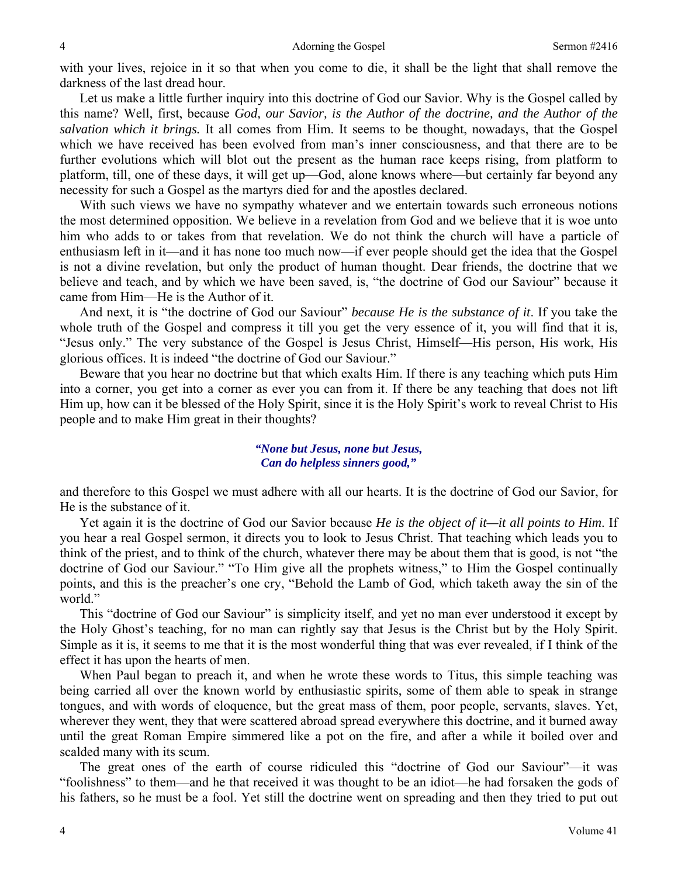with your lives, rejoice in it so that when you come to die, it shall be the light that shall remove the darkness of the last dread hour.

Let us make a little further inquiry into this doctrine of God our Savior. Why is the Gospel called by this name? Well, first, because *God, our Savior, is the Author of the doctrine, and the Author of the salvation which it brings.* It all comes from Him. It seems to be thought, nowadays, that the Gospel which we have received has been evolved from man's inner consciousness, and that there are to be further evolutions which will blot out the present as the human race keeps rising, from platform to platform, till, one of these days, it will get up—God, alone knows where—but certainly far beyond any necessity for such a Gospel as the martyrs died for and the apostles declared.

With such views we have no sympathy whatever and we entertain towards such erroneous notions the most determined opposition. We believe in a revelation from God and we believe that it is woe unto him who adds to or takes from that revelation. We do not think the church will have a particle of enthusiasm left in it—and it has none too much now—if ever people should get the idea that the Gospel is not a divine revelation, but only the product of human thought. Dear friends, the doctrine that we believe and teach, and by which we have been saved, is, "the doctrine of God our Saviour" because it came from Him—He is the Author of it.

And next, it is "the doctrine of God our Saviour" *because He is the substance of it*. If you take the whole truth of the Gospel and compress it till you get the very essence of it, you will find that it is, "Jesus only." The very substance of the Gospel is Jesus Christ, Himself—His person, His work, His glorious offices. It is indeed "the doctrine of God our Saviour."

Beware that you hear no doctrine but that which exalts Him. If there is any teaching which puts Him into a corner, you get into a corner as ever you can from it. If there be any teaching that does not lift Him up, how can it be blessed of the Holy Spirit, since it is the Holy Spirit's work to reveal Christ to His people and to make Him great in their thoughts?

***"None but Jesus, none but Jesus,***
***Can do helpless sinners good,"***

and therefore to this Gospel we must adhere with all our hearts. It is the doctrine of God our Savior, for He is the substance of it.

Yet again it is the doctrine of God our Savior because *He is the object of it—it all points to Him*. If you hear a real Gospel sermon, it directs you to look to Jesus Christ. That teaching which leads you to think of the priest, and to think of the church, whatever there may be about them that is good, is not "the doctrine of God our Saviour." "To Him give all the prophets witness," to Him the Gospel continually points, and this is the preacher's one cry, "Behold the Lamb of God, which taketh away the sin of the world."

This "doctrine of God our Saviour" is simplicity itself, and yet no man ever understood it except by the Holy Ghost's teaching, for no man can rightly say that Jesus is the Christ but by the Holy Spirit. Simple as it is, it seems to me that it is the most wonderful thing that was ever revealed, if I think of the effect it has upon the hearts of men.

When Paul began to preach it, and when he wrote these words to Titus, this simple teaching was being carried all over the known world by enthusiastic spirits, some of them able to speak in strange tongues, and with words of eloquence, but the great mass of them, poor people, servants, slaves. Yet, wherever they went, they that were scattered abroad spread everywhere this doctrine, and it burned away until the great Roman Empire simmered like a pot on the fire, and after a while it boiled over and scalded many with its scum.

The great ones of the earth of course ridiculed this "doctrine of God our Saviour"—it was "foolishness" to them—and he that received it was thought to be an idiot—he had forsaken the gods of his fathers, so he must be a fool. Yet still the doctrine went on spreading and then they tried to put out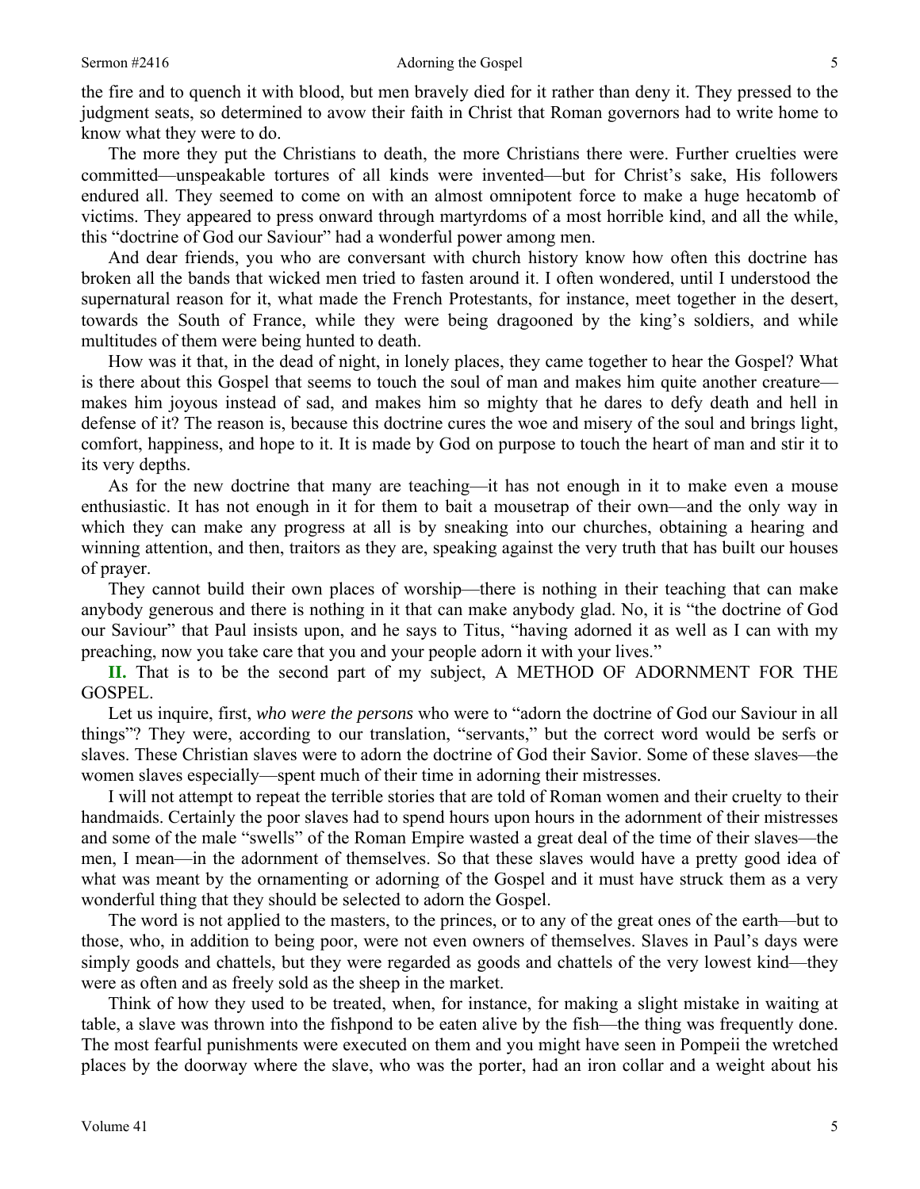the fire and to quench it with blood, but men bravely died for it rather than deny it. They pressed to the judgment seats, so determined to avow their faith in Christ that Roman governors had to write home to know what they were to do.

The more they put the Christians to death, the more Christians there were. Further cruelties were committed—unspeakable tortures of all kinds were invented—but for Christ's sake, His followers endured all. They seemed to come on with an almost omnipotent force to make a huge hecatomb of victims. They appeared to press onward through martyrdoms of a most horrible kind, and all the while, this "doctrine of God our Saviour" had a wonderful power among men.

And dear friends, you who are conversant with church history know how often this doctrine has broken all the bands that wicked men tried to fasten around it. I often wondered, until I understood the supernatural reason for it, what made the French Protestants, for instance, meet together in the desert, towards the South of France, while they were being dragooned by the king's soldiers, and while multitudes of them were being hunted to death.

How was it that, in the dead of night, in lonely places, they came together to hear the Gospel? What is there about this Gospel that seems to touch the soul of man and makes him quite another creature—makes him joyous instead of sad, and makes him so mighty that he dares to defy death and hell in defense of it? The reason is, because this doctrine cures the woe and misery of the soul and brings light, comfort, happiness, and hope to it. It is made by God on purpose to touch the heart of man and stir it to its very depths.

As for the new doctrine that many are teaching—it has not enough in it to make even a mouse enthusiastic. It has not enough in it for them to bait a mousetrap of their own—and the only way in which they can make any progress at all is by sneaking into our churches, obtaining a hearing and winning attention, and then, traitors as they are, speaking against the very truth that has built our houses of prayer.

They cannot build their own places of worship—there is nothing in their teaching that can make anybody generous and there is nothing in it that can make anybody glad. No, it is "the doctrine of God our Saviour" that Paul insists upon, and he says to Titus, "having adorned it as well as I can with my preaching, now you take care that you and your people adorn it with your lives."

**II.** That is to be the second part of my subject, A METHOD OF ADORNMENT FOR THE GOSPEL.

Let us inquire, first, *who were the persons* who were to "adorn the doctrine of God our Saviour in all things"? They were, according to our translation, "servants," but the correct word would be serfs or slaves. These Christian slaves were to adorn the doctrine of God their Savior. Some of these slaves—the women slaves especially—spent much of their time in adorning their mistresses.

I will not attempt to repeat the terrible stories that are told of Roman women and their cruelty to their handmaids. Certainly the poor slaves had to spend hours upon hours in the adornment of their mistresses and some of the male "swells" of the Roman Empire wasted a great deal of the time of their slaves—the men, I mean—in the adornment of themselves. So that these slaves would have a pretty good idea of what was meant by the ornamenting or adorning of the Gospel and it must have struck them as a very wonderful thing that they should be selected to adorn the Gospel.

The word is not applied to the masters, to the princes, or to any of the great ones of the earth—but to those, who, in addition to being poor, were not even owners of themselves. Slaves in Paul's days were simply goods and chattels, but they were regarded as goods and chattels of the very lowest kind—they were as often and as freely sold as the sheep in the market.

Think of how they used to be treated, when, for instance, for making a slight mistake in waiting at table, a slave was thrown into the fishpond to be eaten alive by the fish—the thing was frequently done. The most fearful punishments were executed on them and you might have seen in Pompeii the wretched places by the doorway where the slave, who was the porter, had an iron collar and a weight about his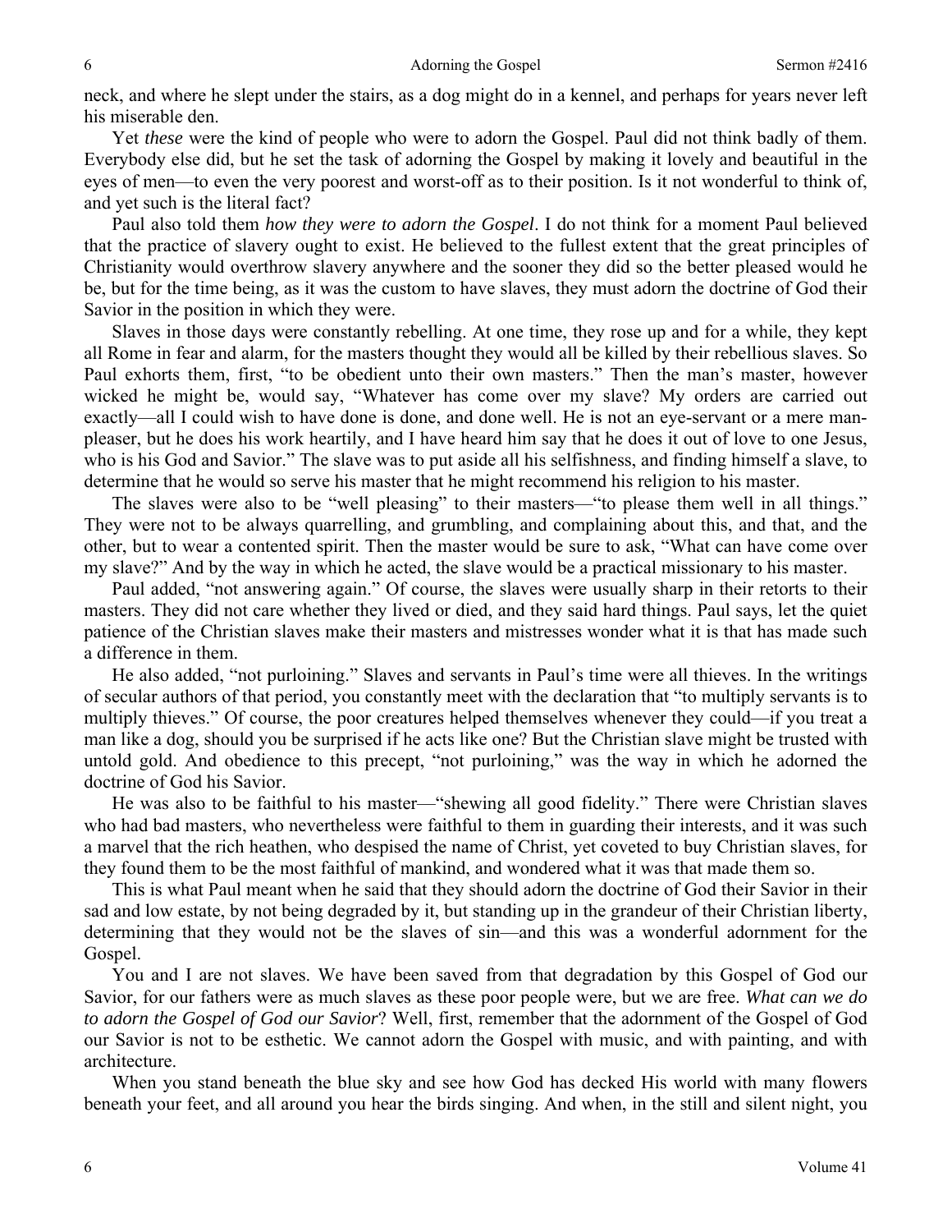neck, and where he slept under the stairs, as a dog might do in a kennel, and perhaps for years never left his miserable den.

Yet *these* were the kind of people who were to adorn the Gospel. Paul did not think badly of them. Everybody else did, but he set the task of adorning the Gospel by making it lovely and beautiful in the eyes of men—to even the very poorest and worst-off as to their position. Is it not wonderful to think of, and yet such is the literal fact?

Paul also told them *how they were to adorn the Gospel*. I do not think for a moment Paul believed that the practice of slavery ought to exist. He believed to the fullest extent that the great principles of Christianity would overthrow slavery anywhere and the sooner they did so the better pleased would he be, but for the time being, as it was the custom to have slaves, they must adorn the doctrine of God their Savior in the position in which they were.

Slaves in those days were constantly rebelling. At one time, they rose up and for a while, they kept all Rome in fear and alarm, for the masters thought they would all be killed by their rebellious slaves. So Paul exhorts them, first, "to be obedient unto their own masters." Then the man's master, however wicked he might be, would say, "Whatever has come over my slave? My orders are carried out exactly—all I could wish to have done is done, and done well. He is not an eye-servant or a mere man-pleaser, but he does his work heartily, and I have heard him say that he does it out of love to one Jesus, who is his God and Savior." The slave was to put aside all his selfishness, and finding himself a slave, to determine that he would so serve his master that he might recommend his religion to his master.

The slaves were also to be "well pleasing" to their masters—"to please them well in all things." They were not to be always quarrelling, and grumbling, and complaining about this, and that, and the other, but to wear a contented spirit. Then the master would be sure to ask, "What can have come over my slave?" And by the way in which he acted, the slave would be a practical missionary to his master.

Paul added, "not answering again." Of course, the slaves were usually sharp in their retorts to their masters. They did not care whether they lived or died, and they said hard things. Paul says, let the quiet patience of the Christian slaves make their masters and mistresses wonder what it is that has made such a difference in them.

He also added, "not purloining." Slaves and servants in Paul's time were all thieves. In the writings of secular authors of that period, you constantly meet with the declaration that "to multiply servants is to multiply thieves." Of course, the poor creatures helped themselves whenever they could—if you treat a man like a dog, should you be surprised if he acts like one? But the Christian slave might be trusted with untold gold. And obedience to this precept, "not purloining," was the way in which he adorned the doctrine of God his Savior.

He was also to be faithful to his master—"shewing all good fidelity." There were Christian slaves who had bad masters, who nevertheless were faithful to them in guarding their interests, and it was such a marvel that the rich heathen, who despised the name of Christ, yet coveted to buy Christian slaves, for they found them to be the most faithful of mankind, and wondered what it was that made them so.

This is what Paul meant when he said that they should adorn the doctrine of God their Savior in their sad and low estate, by not being degraded by it, but standing up in the grandeur of their Christian liberty, determining that they would not be the slaves of sin—and this was a wonderful adornment for the Gospel.

You and I are not slaves. We have been saved from that degradation by this Gospel of God our Savior, for our fathers were as much slaves as these poor people were, but we are free. *What can we do to adorn the Gospel of God our Savior*? Well, first, remember that the adornment of the Gospel of God our Savior is not to be esthetic. We cannot adorn the Gospel with music, and with painting, and with architecture.

When you stand beneath the blue sky and see how God has decked His world with many flowers beneath your feet, and all around you hear the birds singing. And when, in the still and silent night, you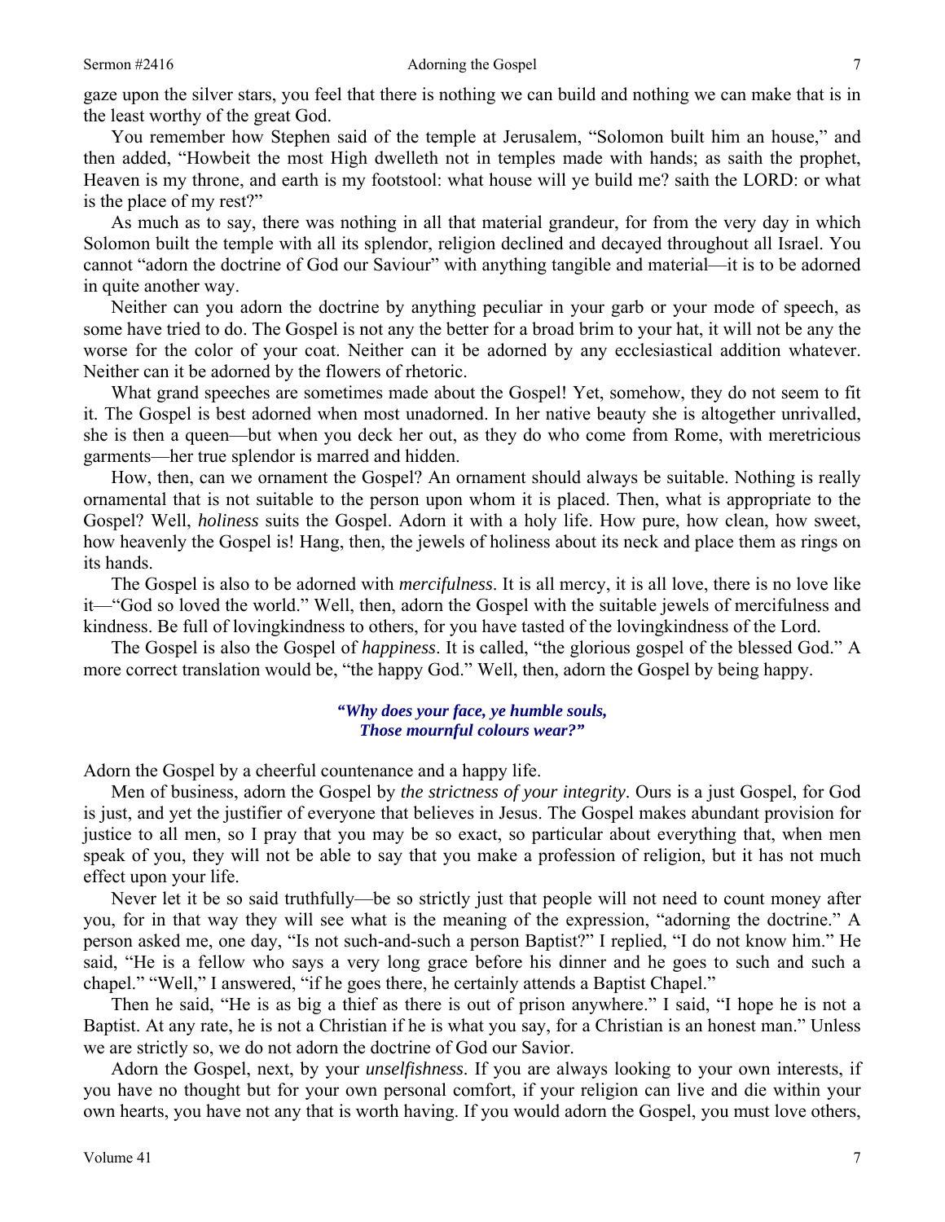gaze upon the silver stars, you feel that there is nothing we can build and nothing we can make that is in the least worthy of the great God.

You remember how Stephen said of the temple at Jerusalem, "Solomon built him an house," and then added, "Howbeit the most High dwelleth not in temples made with hands; as saith the prophet, Heaven is my throne, and earth is my footstool: what house will ye build me? saith the LORD: or what is the place of my rest?"

As much as to say, there was nothing in all that material grandeur, for from the very day in which Solomon built the temple with all its splendor, religion declined and decayed throughout all Israel. You cannot "adorn the doctrine of God our Saviour" with anything tangible and material—it is to be adorned in quite another way.

Neither can you adorn the doctrine by anything peculiar in your garb or your mode of speech, as some have tried to do. The Gospel is not any the better for a broad brim to your hat, it will not be any the worse for the color of your coat. Neither can it be adorned by any ecclesiastical addition whatever. Neither can it be adorned by the flowers of rhetoric.

What grand speeches are sometimes made about the Gospel! Yet, somehow, they do not seem to fit it. The Gospel is best adorned when most unadorned. In her native beauty she is altogether unrivalled, she is then a queen—but when you deck her out, as they do who come from Rome, with meretricious garments—her true splendor is marred and hidden.

How, then, can we ornament the Gospel? An ornament should always be suitable. Nothing is really ornamental that is not suitable to the person upon whom it is placed. Then, what is appropriate to the Gospel? Well, *holiness* suits the Gospel. Adorn it with a holy life. How pure, how clean, how sweet, how heavenly the Gospel is! Hang, then, the jewels of holiness about its neck and place them as rings on its hands.

The Gospel is also to be adorned with *mercifulness*. It is all mercy, it is all love, there is no love like it—"God so loved the world." Well, then, adorn the Gospel with the suitable jewels of mercifulness and kindness. Be full of lovingkindness to others, for you have tasted of the lovingkindness of the Lord.

The Gospel is also the Gospel of *happiness*. It is called, "the glorious gospel of the blessed God." A more correct translation would be, "the happy God." Well, then, adorn the Gospel by being happy.

***"Why does your face, ye humble souls,***
***Those mournful colours wear?"***

Adorn the Gospel by a cheerful countenance and a happy life.

Men of business, adorn the Gospel by *the strictness of your integrity*. Ours is a just Gospel, for God is just, and yet the justifier of everyone that believes in Jesus. The Gospel makes abundant provision for justice to all men, so I pray that you may be so exact, so particular about everything that, when men speak of you, they will not be able to say that you make a profession of religion, but it has not much effect upon your life.

Never let it be so said truthfully—be so strictly just that people will not need to count money after you, for in that way they will see what is the meaning of the expression, "adorning the doctrine." A person asked me, one day, "Is not such-and-such a person Baptist?" I replied, "I do not know him." He said, "He is a fellow who says a very long grace before his dinner and he goes to such and such a chapel." "Well," I answered, "if he goes there, he certainly attends a Baptist Chapel."

Then he said, "He is as big a thief as there is out of prison anywhere." I said, "I hope he is not a Baptist. At any rate, he is not a Christian if he is what you say, for a Christian is an honest man." Unless we are strictly so, we do not adorn the doctrine of God our Savior.

Adorn the Gospel, next, by your *unselfishness*. If you are always looking to your own interests, if you have no thought but for your own personal comfort, if your religion can live and die within your own hearts, you have not any that is worth having. If you would adorn the Gospel, you must love others,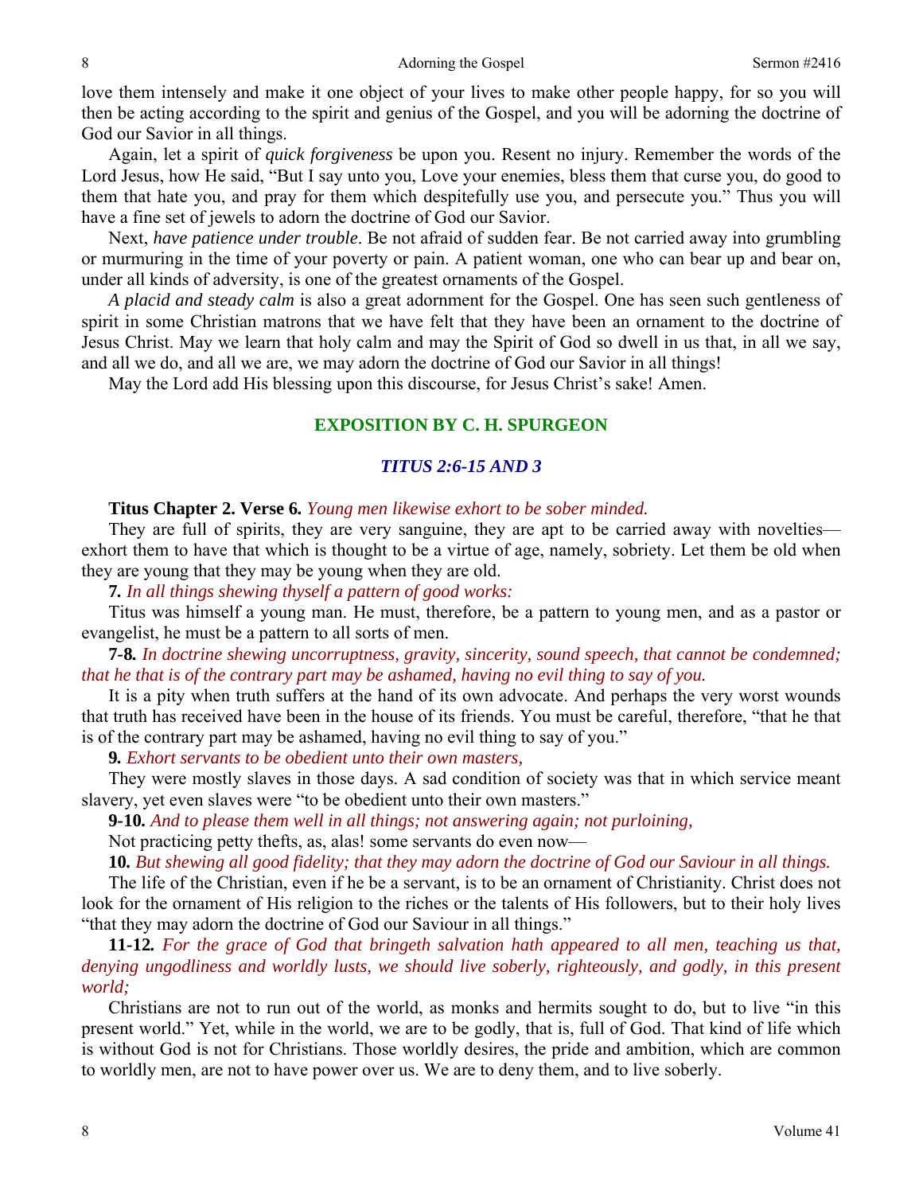love them intensely and make it one object of your lives to make other people happy, for so you will then be acting according to the spirit and genius of the Gospel, and you will be adorning the doctrine of God our Savior in all things.

Again, let a spirit of *quick forgiveness* be upon you. Resent no injury. Remember the words of the Lord Jesus, how He said, "But I say unto you, Love your enemies, bless them that curse you, do good to them that hate you, and pray for them which despitefully use you, and persecute you." Thus you will have a fine set of jewels to adorn the doctrine of God our Savior.

Next, *have patience under trouble*. Be not afraid of sudden fear. Be not carried away into grumbling or murmuring in the time of your poverty or pain. A patient woman, one who can bear up and bear on, under all kinds of adversity, is one of the greatest ornaments of the Gospel.

*A placid and steady calm* is also a great adornment for the Gospel. One has seen such gentleness of spirit in some Christian matrons that we have felt that they have been an ornament to the doctrine of Jesus Christ. May we learn that holy calm and may the Spirit of God so dwell in us that, in all we say, and all we do, and all we are, we may adorn the doctrine of God our Savior in all things!

May the Lord add His blessing upon this discourse, for Jesus Christ's sake! Amen.

## EXPOSITION BY C. H. SPURGEON

### *TITUS 2:6-15 AND 3*

**Titus Chapter 2. Verse 6.** *Young men likewise exhort to be sober minded.*

They are full of spirits, they are very sanguine, they are apt to be carried away with novelties—exhort them to have that which is thought to be a virtue of age, namely, sobriety. Let them be old when they are young that they may be young when they are old.

**7.** *In all things shewing thyself a pattern of good works:*

Titus was himself a young man. He must, therefore, be a pattern to young men, and as a pastor or evangelist, he must be a pattern to all sorts of men.

**7-8.** *In doctrine shewing uncorruptness, gravity, sincerity, sound speech, that cannot be condemned; that he that is of the contrary part may be ashamed, having no evil thing to say of you.*

It is a pity when truth suffers at the hand of its own advocate. And perhaps the very worst wounds that truth has received have been in the house of its friends. You must be careful, therefore, "that he that is of the contrary part may be ashamed, having no evil thing to say of you."

**9.** *Exhort servants to be obedient unto their own masters,*

They were mostly slaves in those days. A sad condition of society was that in which service meant slavery, yet even slaves were "to be obedient unto their own masters."

**9-10.** *And to please them well in all things; not answering again; not purloining,*

Not practicing petty thefts, as, alas! some servants do even now—

**10.** *But shewing all good fidelity; that they may adorn the doctrine of God our Saviour in all things.*

The life of the Christian, even if he be a servant, is to be an ornament of Christianity. Christ does not look for the ornament of His religion to the riches or the talents of His followers, but to their holy lives "that they may adorn the doctrine of God our Saviour in all things."

**11-12.** *For the grace of God that bringeth salvation hath appeared to all men, teaching us that, denying ungodliness and worldly lusts, we should live soberly, righteously, and godly, in this present world;*

Christians are not to run out of the world, as monks and hermits sought to do, but to live "in this present world." Yet, while in the world, we are to be godly, that is, full of God. That kind of life which is without God is not for Christians. Those worldly desires, the pride and ambition, which are common to worldly men, are not to have power over us. We are to deny them, and to live soberly.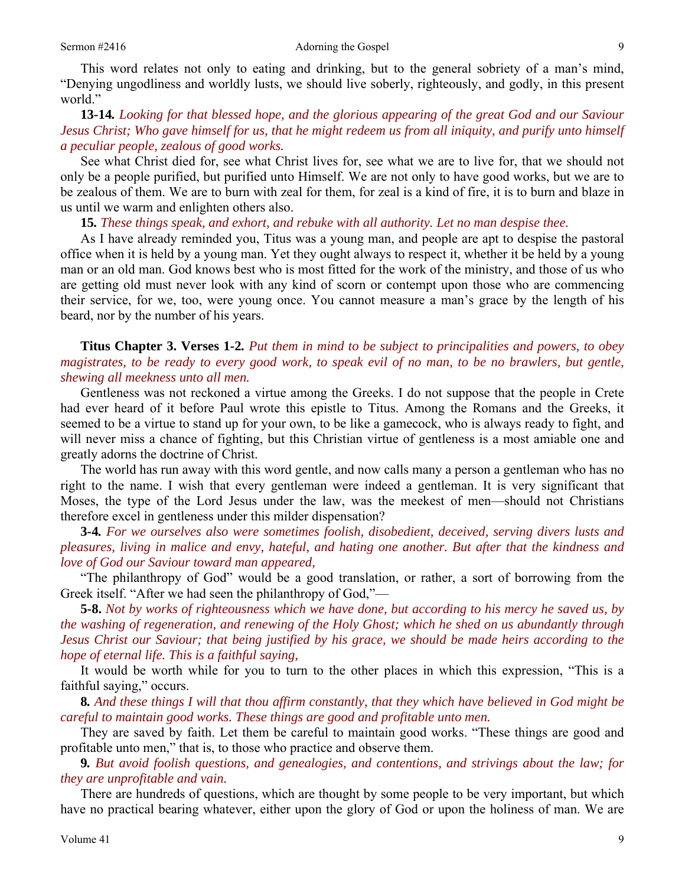This word relates not only to eating and drinking, but to the general sobriety of a man's mind, "Denying ungodliness and worldly lusts, we should live soberly, righteously, and godly, in this present world."

**13-14.** *Looking for that blessed hope, and the glorious appearing of the great God and our Saviour Jesus Christ; Who gave himself for us, that he might redeem us from all iniquity, and purify unto himself a peculiar people, zealous of good works.*

See what Christ died for, see what Christ lives for, see what we are to live for, that we should not only be a people purified, but purified unto Himself. We are not only to have good works, but we are to be zealous of them. We are to burn with zeal for them, for zeal is a kind of fire, it is to burn and blaze in us until we warm and enlighten others also.

**15.** *These things speak, and exhort, and rebuke with all authority. Let no man despise thee.*

As I have already reminded you, Titus was a young man, and people are apt to despise the pastoral office when it is held by a young man. Yet they ought always to respect it, whether it be held by a young man or an old man. God knows best who is most fitted for the work of the ministry, and those of us who are getting old must never look with any kind of scorn or contempt upon those who are commencing their service, for we, too, were young once. You cannot measure a man's grace by the length of his beard, nor by the number of his years.

**Titus Chapter 3. Verses 1-2.** *Put them in mind to be subject to principalities and powers, to obey magistrates, to be ready to every good work, to speak evil of no man, to be no brawlers, but gentle, shewing all meekness unto all men.*

Gentleness was not reckoned a virtue among the Greeks. I do not suppose that the people in Crete had ever heard of it before Paul wrote this epistle to Titus. Among the Romans and the Greeks, it seemed to be a virtue to stand up for your own, to be like a gamecock, who is always ready to fight, and will never miss a chance of fighting, but this Christian virtue of gentleness is a most amiable one and greatly adorns the doctrine of Christ.

The world has run away with this word gentle, and now calls many a person a gentleman who has no right to the name. I wish that every gentleman were indeed a gentleman. It is very significant that Moses, the type of the Lord Jesus under the law, was the meekest of men—should not Christians therefore excel in gentleness under this milder dispensation?

**3-4.** *For we ourselves also were sometimes foolish, disobedient, deceived, serving divers lusts and pleasures, living in malice and envy, hateful, and hating one another. But after that the kindness and love of God our Saviour toward man appeared,*

"The philanthropy of God" would be a good translation, or rather, a sort of borrowing from the Greek itself. "After we had seen the philanthropy of God,"—

**5-8.** *Not by works of righteousness which we have done, but according to his mercy he saved us, by the washing of regeneration, and renewing of the Holy Ghost; which he shed on us abundantly through Jesus Christ our Saviour; that being justified by his grace, we should be made heirs according to the hope of eternal life. This is a faithful saying,*

It would be worth while for you to turn to the other places in which this expression, "This is a faithful saying," occurs.

**8.** *And these things I will that thou affirm constantly, that they which have believed in God might be careful to maintain good works. These things are good and profitable unto men.*

They are saved by faith. Let them be careful to maintain good works. "These things are good and profitable unto men," that is, to those who practice and observe them.

**9.** *But avoid foolish questions, and genealogies, and contentions, and strivings about the law; for they are unprofitable and vain.*

There are hundreds of questions, which are thought by some people to be very important, but which have no practical bearing whatever, either upon the glory of God or upon the holiness of man. We are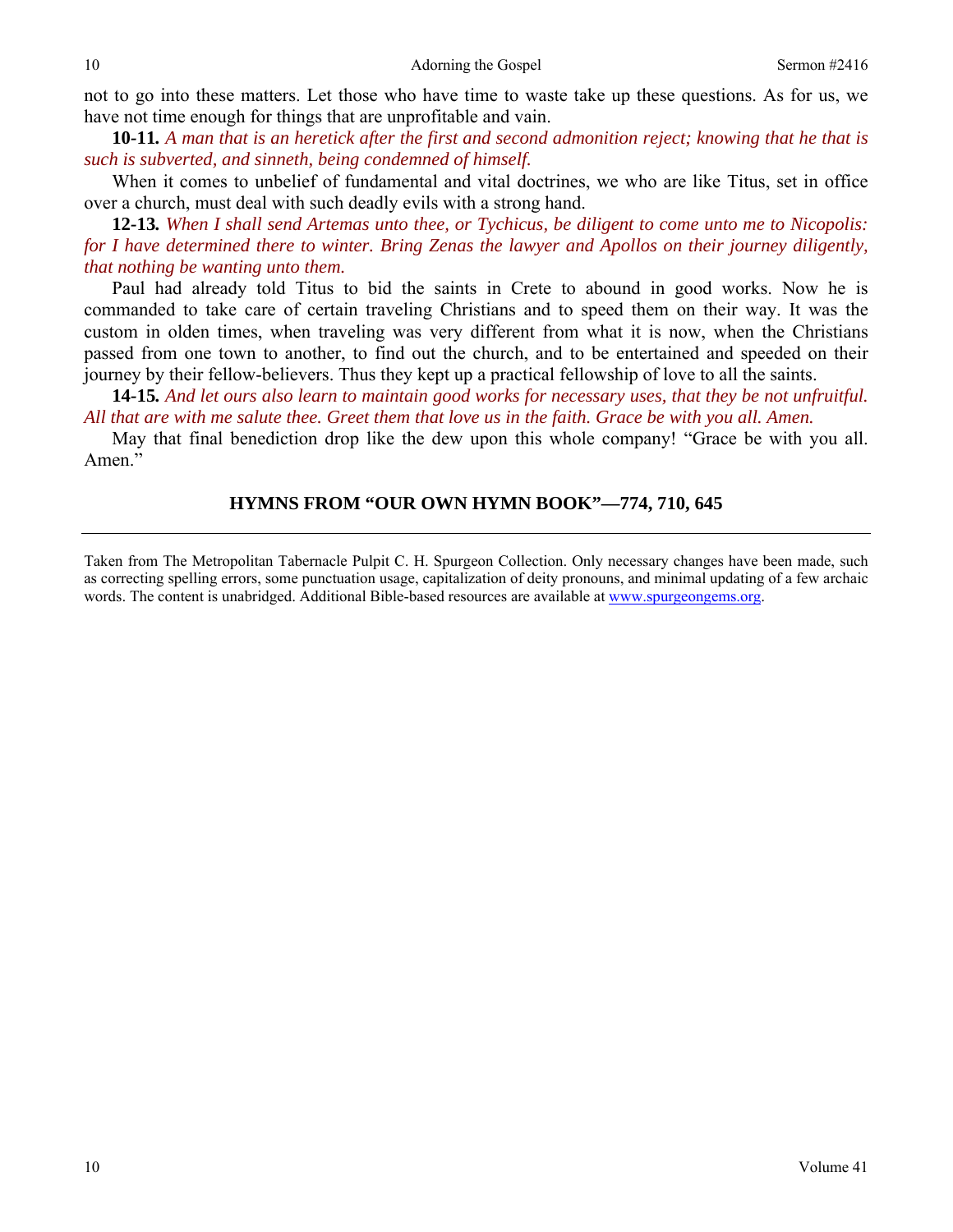not to go into these matters. Let those who have time to waste take up these questions. As for us, we have not time enough for things that are unprofitable and vain.

**10-11.** *A man that is an heretick after the first and second admonition reject; knowing that he that is such is subverted, and sinneth, being condemned of himself.*

When it comes to unbelief of fundamental and vital doctrines, we who are like Titus, set in office over a church, must deal with such deadly evils with a strong hand.

**12-13.** *When I shall send Artemas unto thee, or Tychicus, be diligent to come unto me to Nicopolis: for I have determined there to winter. Bring Zenas the lawyer and Apollos on their journey diligently, that nothing be wanting unto them.*

Paul had already told Titus to bid the saints in Crete to abound in good works. Now he is commanded to take care of certain traveling Christians and to speed them on their way. It was the custom in olden times, when traveling was very different from what it is now, when the Christians passed from one town to another, to find out the church, and to be entertained and speeded on their journey by their fellow-believers. Thus they kept up a practical fellowship of love to all the saints.

**14-15.** *And let ours also learn to maintain good works for necessary uses, that they be not unfruitful. All that are with me salute thee. Greet them that love us in the faith. Grace be with you all. Amen.*

May that final benediction drop like the dew upon this whole company! "Grace be with you all. Amen."

### HYMNS FROM "OUR OWN HYMN BOOK"—774, 710, 645

---

Taken from The Metropolitan Tabernacle Pulpit C. H. Spurgeon Collection. Only necessary changes have been made, such as correcting spelling errors, some punctuation usage, capitalization of deity pronouns, and minimal updating of a few archaic words. The content is unabridged. Additional Bible-based resources are available at www.spurgeongems.org.